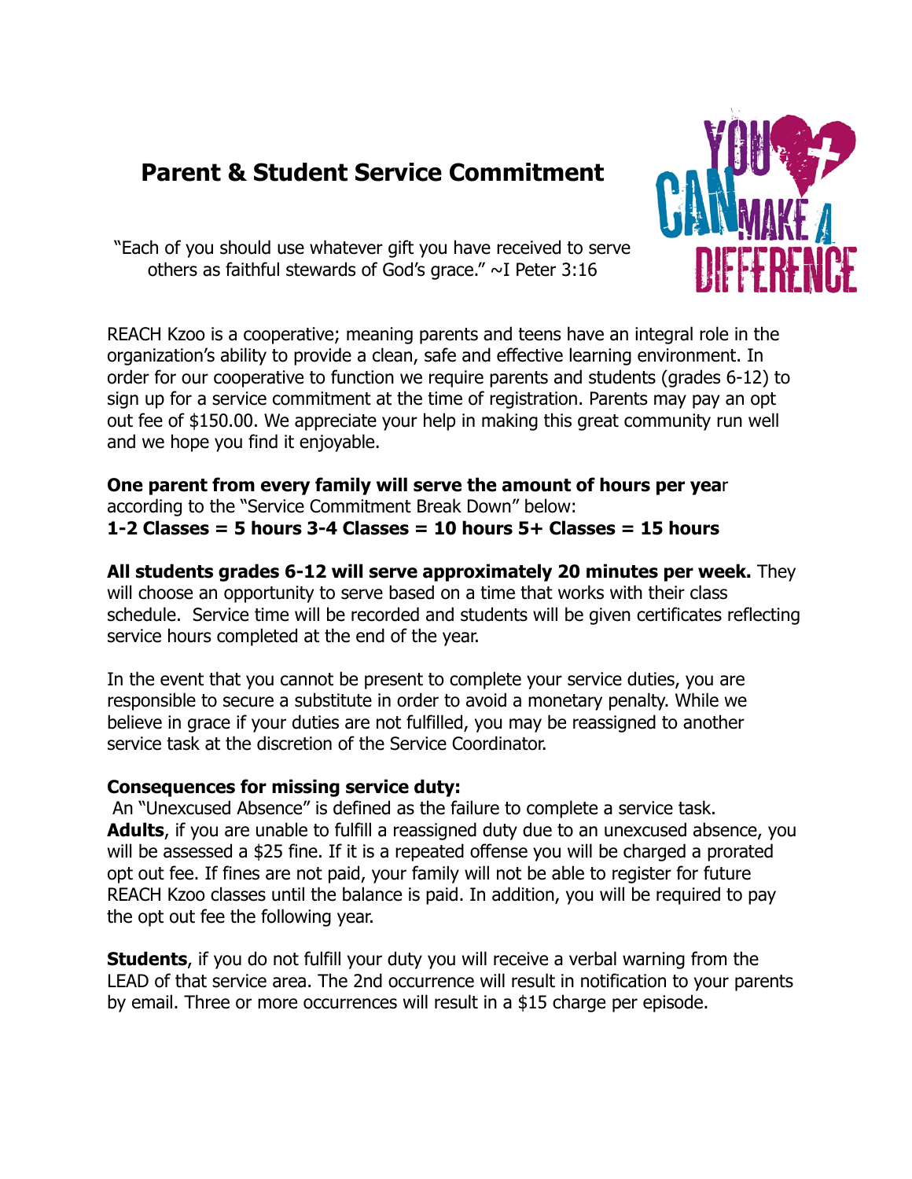# Parent & Student Service Commitment

"Each of you should use whatever gift you have received to serve others as faithful stewards of God's grace." ~I Peter 3:16

REACH Kzoo is a cooperative; meaning parents and teens have an integral role in the organization's ability to provide a clean, safe and effective learning environment. In order for our cooperative to function we require parents and students (grades 6-12) to sign up for a service commitment at the time of registration. Parents may pay an opt out fee of $150.00. We appreciate your help in making this great community run well and we hope you find it enjoyable.

**One parent from every family will serve the amount of hours per yea**r according to the "Service Commitment Break Down" below:
**1-2 Classes = 5 hours 3-4 Classes = 10 hours 5+ Classes = 15 hours**

**All students grades 6-12 will serve approximately 20 minutes per week.** They will choose an opportunity to serve based on a time that works with their class schedule. Service time will be recorded and students will be given certificates reflecting service hours completed at the end of the year.

In the event that you cannot be present to complete your service duties, you are responsible to secure a substitute in order to avoid a monetary penalty. While we believe in grace if your duties are not fulfilled, you may be reassigned to another service task at the discretion of the Service Coordinator.

**Consequences for missing service duty:**

An "Unexcused Absence" is defined as the failure to complete a service task. **Adults**, if you are unable to fulfill a reassigned duty due to an unexcused absence, you will be assessed a $25 fine. If it is a repeated offense you will be charged a prorated opt out fee. If fines are not paid, your family will not be able to register for future REACH Kzoo classes until the balance is paid. In addition, you will be required to pay the opt out fee the following year.

**Students**, if you do not fulfill your duty you will receive a verbal warning from the LEAD of that service area. The 2nd occurrence will result in notification to your parents by email. Three or more occurrences will result in a $15 charge per episode.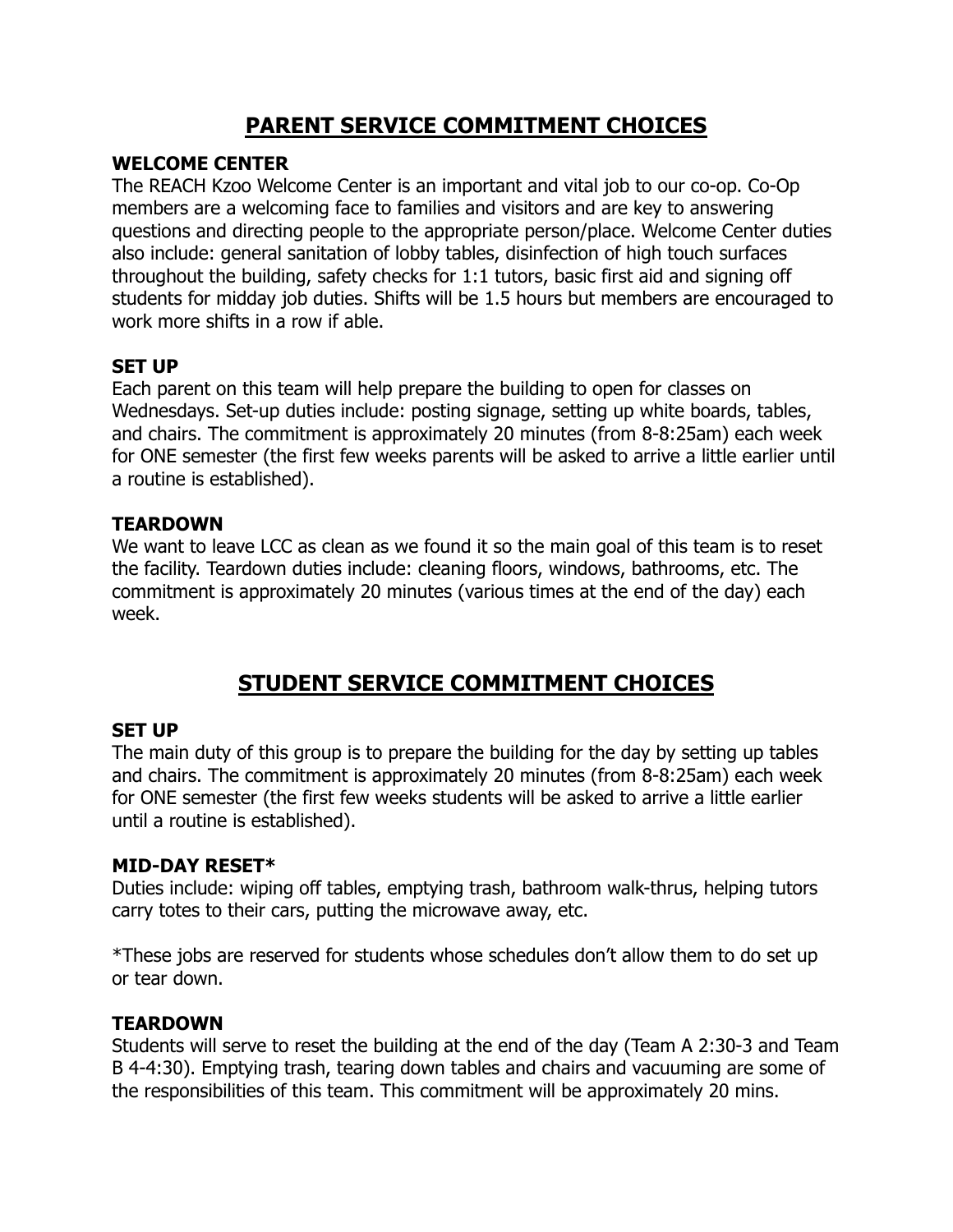# PARENT SERVICE COMMITMENT CHOICES

**WELCOME CENTER**
The REACH Kzoo Welcome Center is an important and vital job to our co-op. Co-Op members are a welcoming face to families and visitors and are key to answering questions and directing people to the appropriate person/place. Welcome Center duties also include: general sanitation of lobby tables, disinfection of high touch surfaces throughout the building, safety checks for 1:1 tutors, basic first aid and signing off students for midday job duties. Shifts will be 1.5 hours but members are encouraged to work more shifts in a row if able.

**SET UP**
Each parent on this team will help prepare the building to open for classes on Wednesdays. Set-up duties include: posting signage, setting up white boards, tables, and chairs. The commitment is approximately 20 minutes (from 8-8:25am) each week for ONE semester (the first few weeks parents will be asked to arrive a little earlier until a routine is established).

**TEARDOWN**
We want to leave LCC as clean as we found it so the main goal of this team is to reset the facility. Teardown duties include: cleaning floors, windows, bathrooms, etc. The commitment is approximately 20 minutes (various times at the end of the day) each week.

# STUDENT SERVICE COMMITMENT CHOICES

**SET UP**
The main duty of this group is to prepare the building for the day by setting up tables and chairs. The commitment is approximately 20 minutes (from 8-8:25am) each week for ONE semester (the first few weeks students will be asked to arrive a little earlier until a routine is established).

**MID-DAY RESET***
Duties include: wiping off tables, emptying trash, bathroom walk-thrus, helping tutors carry totes to their cars, putting the microwave away, etc.

*These jobs are reserved for students whose schedules don't allow them to do set up or tear down.

**TEARDOWN**
Students will serve to reset the building at the end of the day (Team A 2:30-3 and Team B 4-4:30). Emptying trash, tearing down tables and chairs and vacuuming are some of the responsibilities of this team. This commitment will be approximately 20 mins.